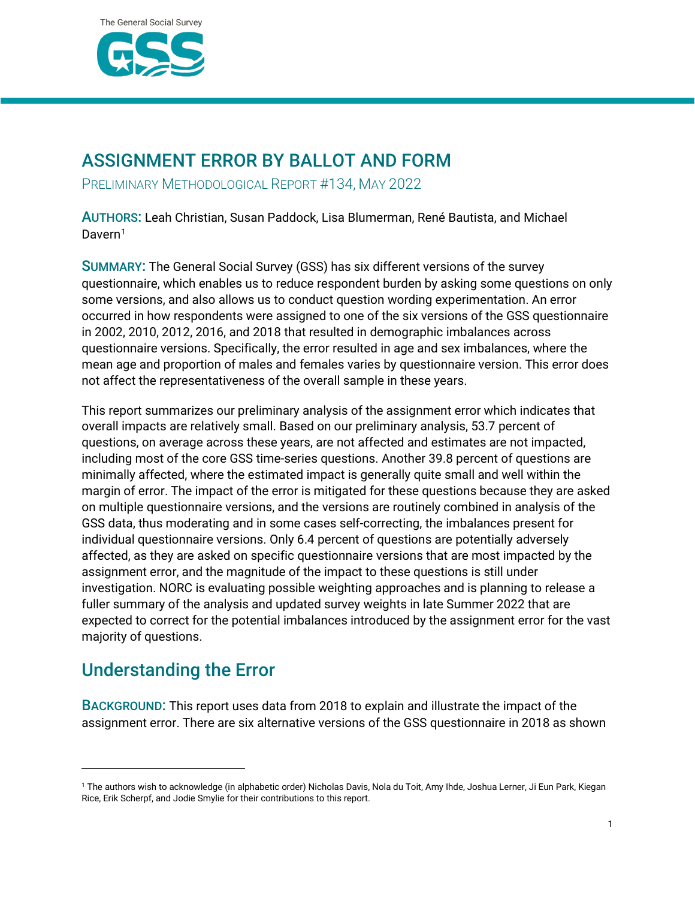The General Social Survey

GSS

# ASSIGNMENT ERROR BY BALLOT AND FORM

PRELIMINARY METHODOLOGICAL REPORT #134, MAY 2022

**AUTHORS:** Leah Christian, Susan Paddock, Lisa Blumerman, René Bautista, and Michael Davern[1]

**SUMMARY:** The General Social Survey (GSS) has six different versions of the survey questionnaire, which enables us to reduce respondent burden by asking some questions on only some versions, and also allows us to conduct question wording experimentation. An error occurred in how respondents were assigned to one of the six versions of the GSS questionnaire in 2002, 2010, 2012, 2016, and 2018 that resulted in demographic imbalances across questionnaire versions. Specifically, the error resulted in age and sex imbalances, where the mean age and proportion of males and females varies by questionnaire version. This error does not affect the representativeness of the overall sample in these years.

This report summarizes our preliminary analysis of the assignment error which indicates that overall impacts are relatively small. Based on our preliminary analysis, 53.7 percent of questions, on average across these years, are not affected and estimates are not impacted, including most of the core GSS time-series questions. Another 39.8 percent of questions are minimally affected, where the estimated impact is generally quite small and well within the margin of error. The impact of the error is mitigated for these questions because they are asked on multiple questionnaire versions, and the versions are routinely combined in analysis of the GSS data, thus moderating and in some cases self-correcting, the imbalances present for individual questionnaire versions. Only 6.4 percent of questions are potentially adversely affected, as they are asked on specific questionnaire versions that are most impacted by the assignment error, and the magnitude of the impact to these questions is still under investigation. NORC is evaluating possible weighting approaches and is planning to release a fuller summary of the analysis and updated survey weights in late Summer 2022 that are expected to correct for the potential imbalances introduced by the assignment error for the vast majority of questions.

## Understanding the Error

**BACKGROUND:** This report uses data from 2018 to explain and illustrate the impact of the assignment error. There are six alternative versions of the GSS questionnaire in 2018 as shown

---

[1] The authors wish to acknowledge (in alphabetic order) Nicholas Davis, Nola du Toit, Amy Ihde, Joshua Lerner, Ji Eun Park, Kiegan Rice, Erik Scherpf, and Jodie Smylie for their contributions to this report.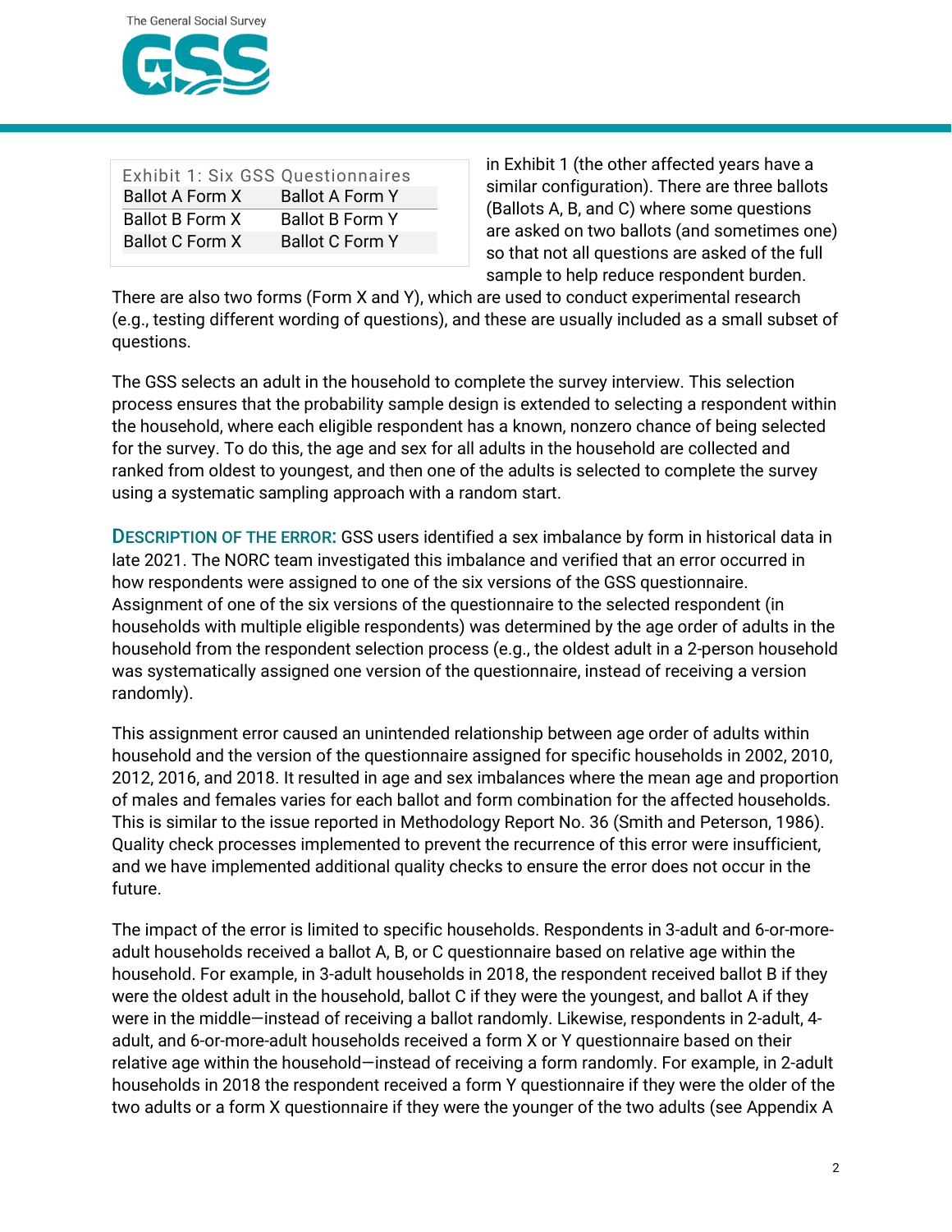| Exhibit 1: Six GSS Questionnaires | |
|---|---|
| Ballot A Form X | Ballot A Form Y |
| Ballot B Form X | Ballot B Form Y |
| Ballot C Form X | Ballot C Form Y |

in Exhibit 1 (the other affected years have a similar configuration). There are three ballots (Ballots A, B, and C) where some questions are asked on two ballots (and sometimes one) so that not all questions are asked of the full sample to help reduce respondent burden. There are also two forms (Form X and Y), which are used to conduct experimental research (e.g., testing different wording of questions), and these are usually included as a small subset of questions.

The GSS selects an adult in the household to complete the survey interview. This selection process ensures that the probability sample design is extended to selecting a respondent within the household, where each eligible respondent has a known, nonzero chance of being selected for the survey. To do this, the age and sex for all adults in the household are collected and ranked from oldest to youngest, and then one of the adults is selected to complete the survey using a systematic sampling approach with a random start.

**DESCRIPTION OF THE ERROR:** GSS users identified a sex imbalance by form in historical data in late 2021. The NORC team investigated this imbalance and verified that an error occurred in how respondents were assigned to one of the six versions of the GSS questionnaire. Assignment of one of the six versions of the questionnaire to the selected respondent (in households with multiple eligible respondents) was determined by the age order of adults in the household from the respondent selection process (e.g., the oldest adult in a 2-person household was systematically assigned one version of the questionnaire, instead of receiving a version randomly).

This assignment error caused an unintended relationship between age order of adults within household and the version of the questionnaire assigned for specific households in 2002, 2010, 2012, 2016, and 2018. It resulted in age and sex imbalances where the mean age and proportion of males and females varies for each ballot and form combination for the affected households. This is similar to the issue reported in Methodology Report No. 36 (Smith and Peterson, 1986). Quality check processes implemented to prevent the recurrence of this error were insufficient, and we have implemented additional quality checks to ensure the error does not occur in the future.

The impact of the error is limited to specific households. Respondents in 3-adult and 6-or-more-adult households received a ballot A, B, or C questionnaire based on relative age within the household. For example, in 3-adult households in 2018, the respondent received ballot B if they were the oldest adult in the household, ballot C if they were the youngest, and ballot A if they were in the middle—instead of receiving a ballot randomly. Likewise, respondents in 2-adult, 4-adult, and 6-or-more-adult households received a form X or Y questionnaire based on their relative age within the household—instead of receiving a form randomly. For example, in 2-adult households in 2018 the respondent received a form Y questionnaire if they were the older of the two adults or a form X questionnaire if they were the younger of the two adults (see Appendix A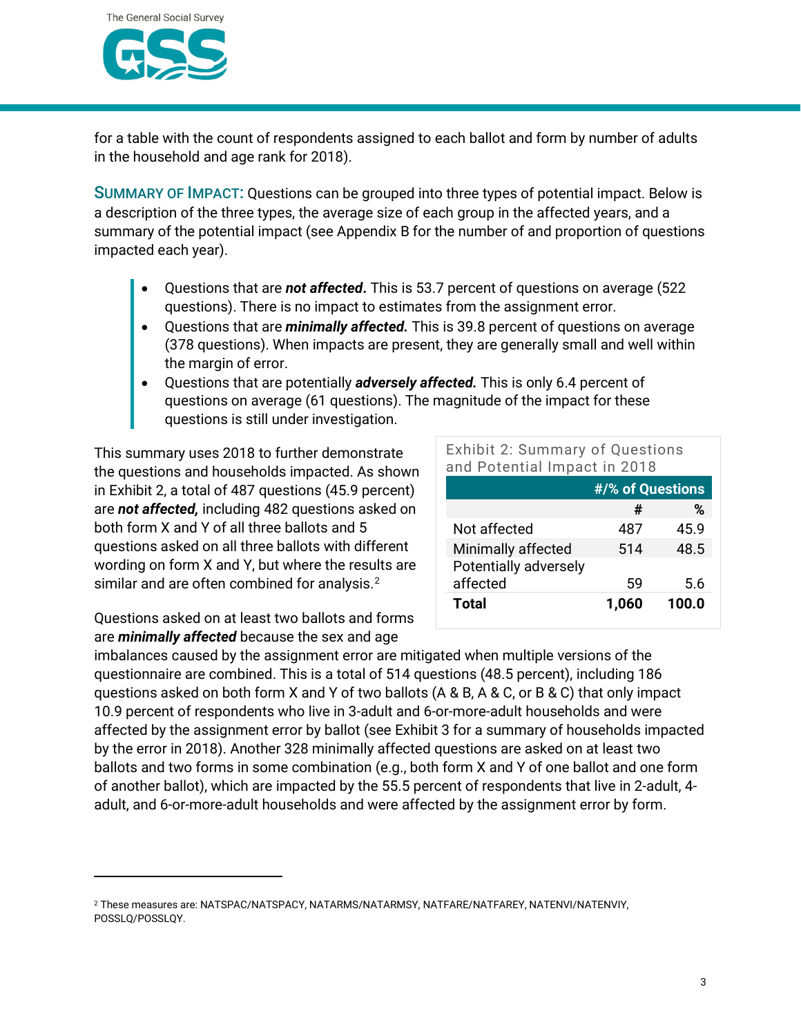for a table with the count of respondents assigned to each ballot and form by number of adults in the household and age rank for 2018).

**SUMMARY OF IMPACT:** Questions can be grouped into three types of potential impact. Below is a description of the three types, the average size of each group in the affected years, and a summary of the potential impact (see Appendix B for the number of and proportion of questions impacted each year).

- Questions that are ***not affected*****.** This is 53.7 percent of questions on average (522 questions). There is no impact to estimates from the assignment error.
- Questions that are ***minimally affected.*** This is 39.8 percent of questions on average (378 questions). When impacts are present, they are generally small and well within the margin of error.
- Questions that are potentially ***adversely affected.*** This is only 6.4 percent of questions on average (61 questions). The magnitude of the impact for these questions is still under investigation.

This summary uses 2018 to further demonstrate the questions and households impacted. As shown in Exhibit 2, a total of 487 questions (45.9 percent) are ***not affected,*** including 482 questions asked on both form X and Y of all three ballots and 5 questions asked on all three ballots with different wording on form X and Y, but where the results are similar and are often combined for analysis.[2]

Exhibit 2: Summary of Questions and Potential Impact in 2018

| | #/% of Questions | |
|---|---|---|
| | # | % |
| Not affected | 487 | 45.9 |
| Minimally affected | 514 | 48.5 |
| Potentially adversely affected | 59 | 5.6 |
| **Total** | **1,060** | **100.0** |

Questions asked on at least two ballots and forms are ***minimally affected*** because the sex and age imbalances caused by the assignment error are mitigated when multiple versions of the questionnaire are combined. This is a total of 514 questions (48.5 percent), including 186 questions asked on both form X and Y of two ballots (A & B, A & C, or B & C) that only impact 10.9 percent of respondents who live in 3-adult and 6-or-more-adult households and were affected by the assignment error by ballot (see Exhibit 3 for a summary of households impacted by the error in 2018). Another 328 minimally affected questions are asked on at least two ballots and two forms in some combination (e.g., both form X and Y of one ballot and one form of another ballot), which are impacted by the 55.5 percent of respondents that live in 2-adult, 4-adult, and 6-or-more-adult households and were affected by the assignment error by form.

---

[2] These measures are: NATSPAC/NATSPACY, NATARMS/NATARMSY, NATFARE/NATFAREY, NATENVI/NATENVIY, POSSLQ/POSSLQY.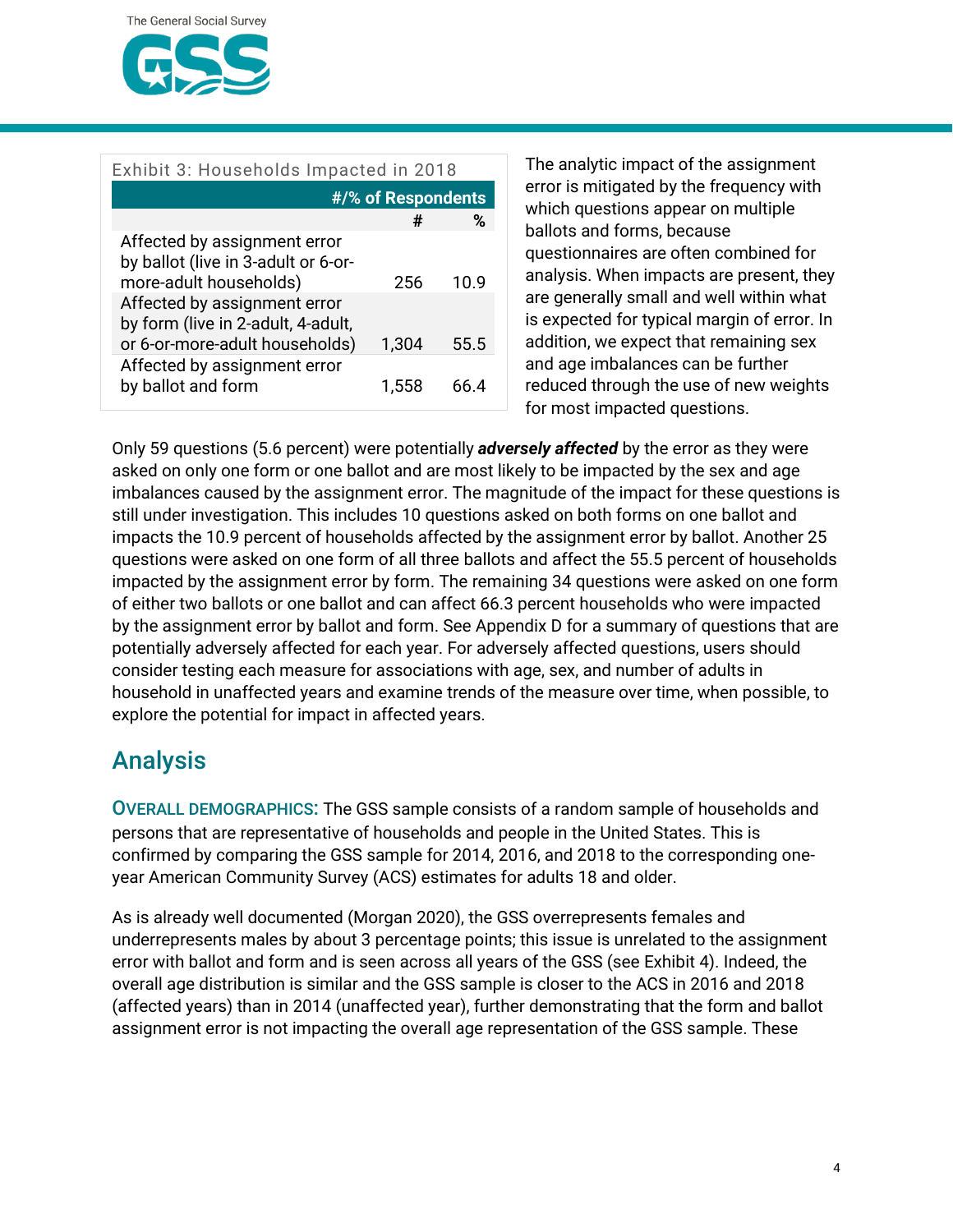Exhibit 3: Households Impacted in 2018

| | #/% of Respondents | |
|---|---|---|
| | # | % |
| Affected by assignment error by ballot (live in 3-adult or 6-or-more-adult households) | 256 | 10.9 |
| Affected by assignment error by form (live in 2-adult, 4-adult, or 6-or-more-adult households) | 1,304 | 55.5 |
| Affected by assignment error by ballot and form | 1,558 | 66.4 |

The analytic impact of the assignment error is mitigated by the frequency with which questions appear on multiple ballots and forms, because questionnaires are often combined for analysis. When impacts are present, they are generally small and well within what is expected for typical margin of error. In addition, we expect that remaining sex and age imbalances can be further reduced through the use of new weights for most impacted questions.

Only 59 questions (5.6 percent) were potentially ***adversely affected*** by the error as they were asked on only one form or one ballot and are most likely to be impacted by the sex and age imbalances caused by the assignment error. The magnitude of the impact for these questions is still under investigation. This includes 10 questions asked on both forms on one ballot and impacts the 10.9 percent of households affected by the assignment error by ballot. Another 25 questions were asked on one form of all three ballots and affect the 55.5 percent of households impacted by the assignment error by form. The remaining 34 questions were asked on one form of either two ballots or one ballot and can affect 66.3 percent households who were impacted by the assignment error by ballot and form. See Appendix D for a summary of questions that are potentially adversely affected for each year. For adversely affected questions, users should consider testing each measure for associations with age, sex, and number of adults in household in unaffected years and examine trends of the measure over time, when possible, to explore the potential for impact in affected years.

## Analysis

**OVERALL DEMOGRAPHICS:** The GSS sample consists of a random sample of households and persons that are representative of households and people in the United States. This is confirmed by comparing the GSS sample for 2014, 2016, and 2018 to the corresponding one-year American Community Survey (ACS) estimates for adults 18 and older.

As is already well documented (Morgan 2020), the GSS overrepresents females and underrepresents males by about 3 percentage points; this issue is unrelated to the assignment error with ballot and form and is seen across all years of the GSS (see Exhibit 4). Indeed, the overall age distribution is similar and the GSS sample is closer to the ACS in 2016 and 2018 (affected years) than in 2014 (unaffected year), further demonstrating that the form and ballot assignment error is not impacting the overall age representation of the GSS sample. These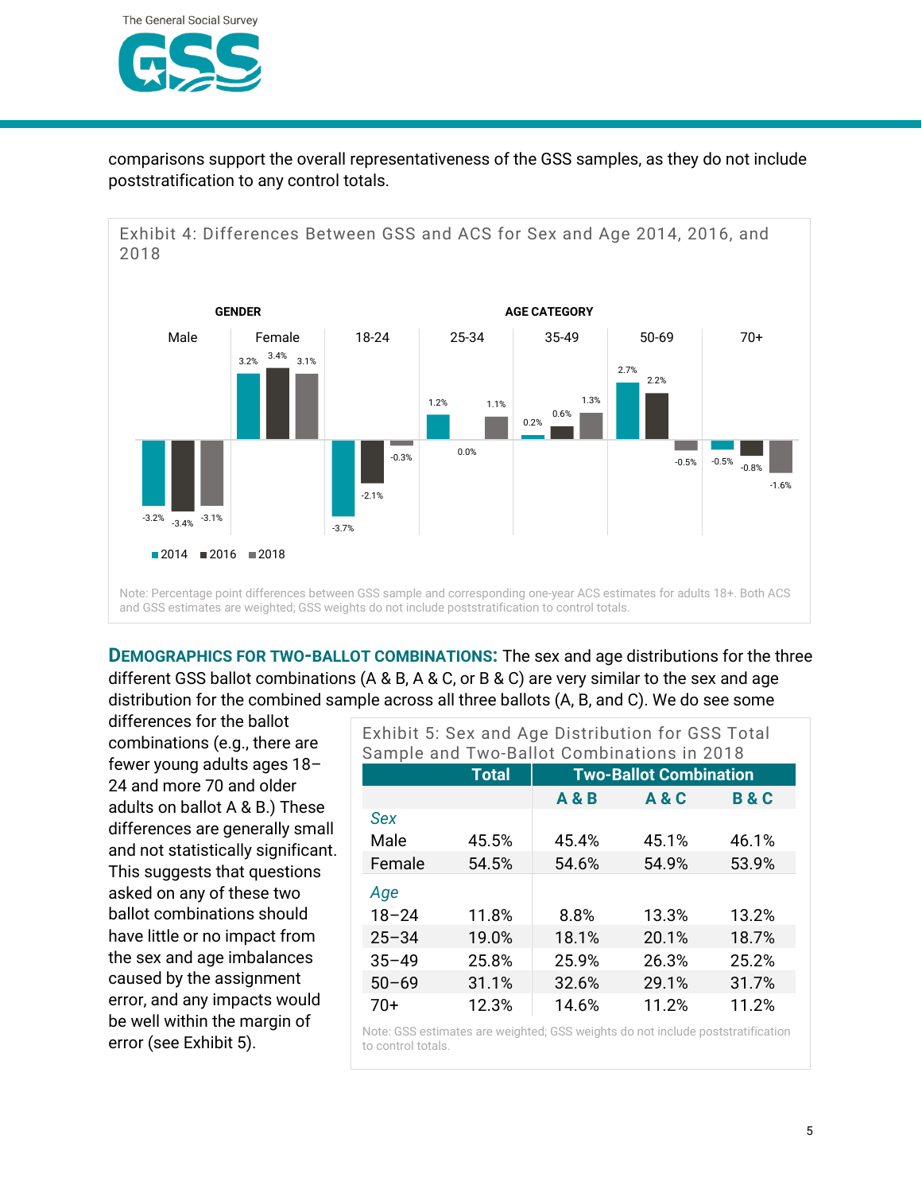comparisons support the overall representativeness of the GSS samples, as they do not include poststratification to any control totals.

Exhibit 4: Differences Between GSS and ACS for Sex and Age 2014, 2016, and 2018

| | GENDER | | AGE CATEGORY | | | | |
|---|---|---|---|---|---|---|---|
| | Male | Female | 18-24 | 25-34 | 35-49 | 50-69 | 70+ |
| 2014 | -3.2% | 3.2% | -3.7% | 1.2% | 0.2% | 2.7% | -0.5% |
| 2016 | -3.4% | 3.4% | -2.1% | 0.0% | 0.6% | 2.2% | -0.8% |
| 2018 | -3.1% | 3.1% | -0.3% | 1.1% | 1.3% | -0.5% | -1.6% |

Note: Percentage point differences between GSS sample and corresponding one-year ACS estimates for adults 18+. Both ACS and GSS estimates are weighted; GSS weights do not include poststratification to control totals.

**DEMOGRAPHICS FOR TWO-BALLOT COMBINATIONS:** The sex and age distributions for the three different GSS ballot combinations (A & B, A & C, or B & C) are very similar to the sex and age distribution for the combined sample across all three ballots (A, B, and C). We do see some differences for the ballot combinations (e.g., there are fewer young adults ages 18–24 and more 70 and older adults on ballot A & B.) These differences are generally small and not statistically significant. This suggests that questions asked on any of these two ballot combinations should have little or no impact from the sex and age imbalances caused by the assignment error, and any impacts would be well within the margin of error (see Exhibit 5).

Exhibit 5: Sex and Age Distribution for GSS Total Sample and Two-Ballot Combinations in 2018

| | Total | Two-Ballot Combination | | |
|---|---|---|---|---|
| | | A & B | A & C | B & C |
| *Sex* | | | | |
| Male | 45.5% | 45.4% | 45.1% | 46.1% |
| Female | 54.5% | 54.6% | 54.9% | 53.9% |
| *Age* | | | | |
| 18–24 | 11.8% | 8.8% | 13.3% | 13.2% |
| 25–34 | 19.0% | 18.1% | 20.1% | 18.7% |
| 35–49 | 25.8% | 25.9% | 26.3% | 25.2% |
| 50–69 | 31.1% | 32.6% | 29.1% | 31.7% |
| 70+ | 12.3% | 14.6% | 11.2% | 11.2% |

Note: GSS estimates are weighted; GSS weights do not include poststratification to control totals.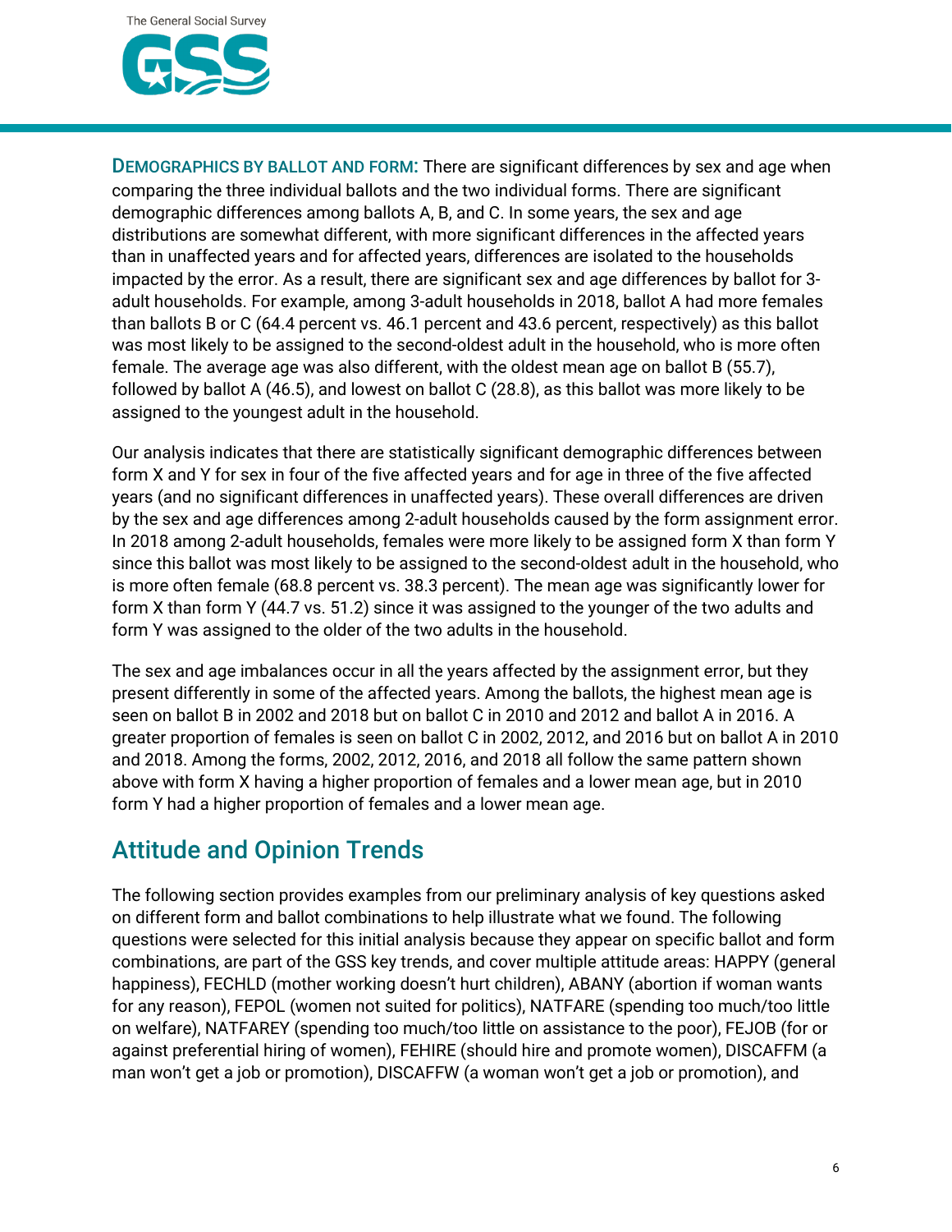**DEMOGRAPHICS BY BALLOT AND FORM:** There are significant differences by sex and age when comparing the three individual ballots and the two individual forms. There are significant demographic differences among ballots A, B, and C. In some years, the sex and age distributions are somewhat different, with more significant differences in the affected years than in unaffected years and for affected years, differences are isolated to the households impacted by the error. As a result, there are significant sex and age differences by ballot for 3-adult households. For example, among 3-adult households in 2018, ballot A had more females than ballots B or C (64.4 percent vs. 46.1 percent and 43.6 percent, respectively) as this ballot was most likely to be assigned to the second-oldest adult in the household, who is more often female. The average age was also different, with the oldest mean age on ballot B (55.7), followed by ballot A (46.5), and lowest on ballot C (28.8), as this ballot was more likely to be assigned to the youngest adult in the household.

Our analysis indicates that there are statistically significant demographic differences between form X and Y for sex in four of the five affected years and for age in three of the five affected years (and no significant differences in unaffected years). These overall differences are driven by the sex and age differences among 2-adult households caused by the form assignment error. In 2018 among 2-adult households, females were more likely to be assigned form X than form Y since this ballot was most likely to be assigned to the second-oldest adult in the household, who is more often female (68.8 percent vs. 38.3 percent). The mean age was significantly lower for form X than form Y (44.7 vs. 51.2) since it was assigned to the younger of the two adults and form Y was assigned to the older of the two adults in the household.

The sex and age imbalances occur in all the years affected by the assignment error, but they present differently in some of the affected years. Among the ballots, the highest mean age is seen on ballot B in 2002 and 2018 but on ballot C in 2010 and 2012 and ballot A in 2016. A greater proportion of females is seen on ballot C in 2002, 2012, and 2016 but on ballot A in 2010 and 2018. Among the forms, 2002, 2012, 2016, and 2018 all follow the same pattern shown above with form X having a higher proportion of females and a lower mean age, but in 2010 form Y had a higher proportion of females and a lower mean age.

## Attitude and Opinion Trends

The following section provides examples from our preliminary analysis of key questions asked on different form and ballot combinations to help illustrate what we found. The following questions were selected for this initial analysis because they appear on specific ballot and form combinations, are part of the GSS key trends, and cover multiple attitude areas: HAPPY (general happiness), FECHLD (mother working doesn't hurt children), ABANY (abortion if woman wants for any reason), FEPOL (women not suited for politics), NATFARE (spending too much/too little on welfare), NATFAREY (spending too much/too little on assistance to the poor), FEJOB (for or against preferential hiring of women), FEHIRE (should hire and promote women), DISCAFFM (a man won't get a job or promotion), DISCAFFW (a woman won't get a job or promotion), and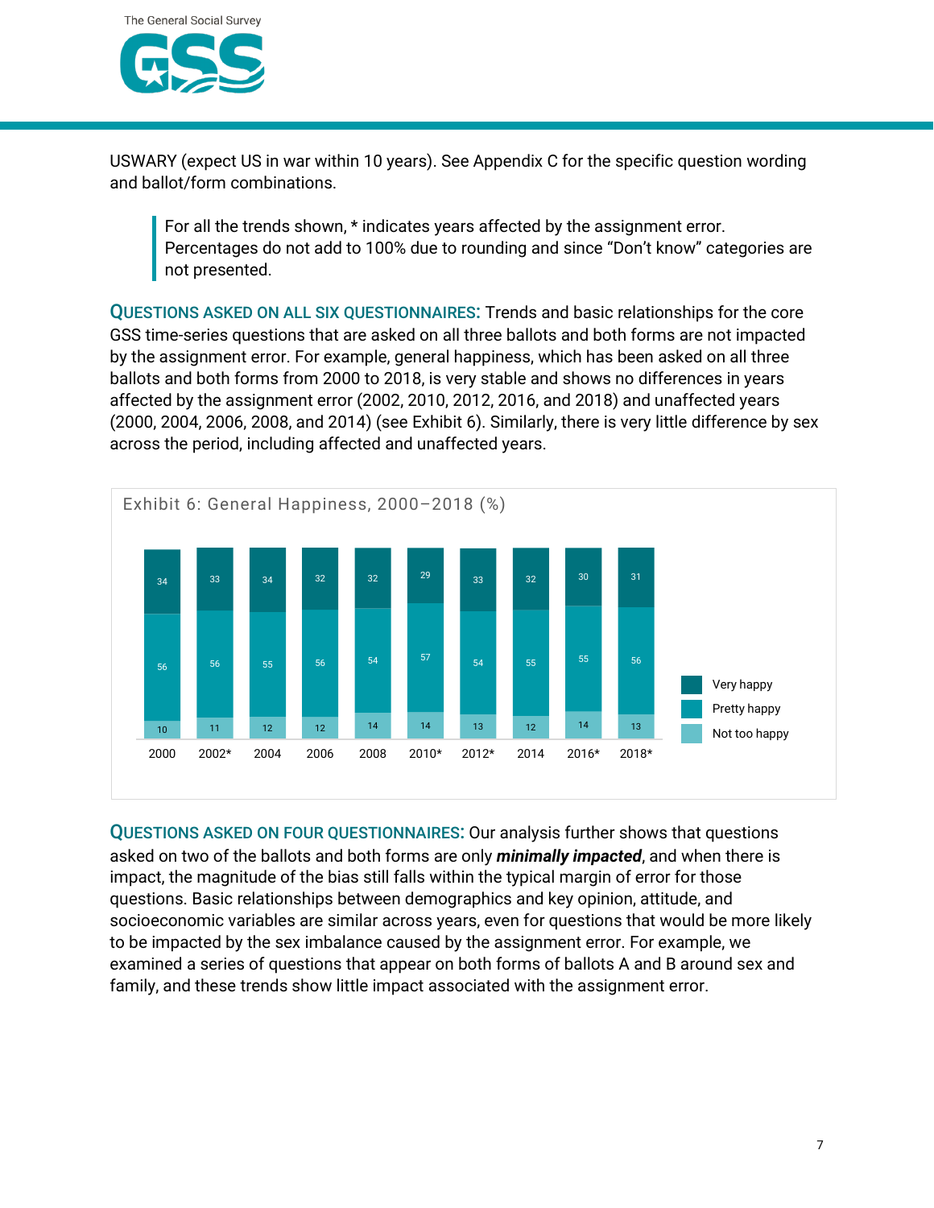USWARY (expect US in war within 10 years). See Appendix C for the specific question wording and ballot/form combinations.

> For all the trends shown, * indicates years affected by the assignment error. Percentages do not add to 100% due to rounding and since "Don't know" categories are not presented.

**QUESTIONS ASKED ON ALL SIX QUESTIONNAIRES:** Trends and basic relationships for the core GSS time-series questions that are asked on all three ballots and both forms are not impacted by the assignment error. For example, general happiness, which has been asked on all three ballots and both forms from 2000 to 2018, is very stable and shows no differences in years affected by the assignment error (2002, 2010, 2012, 2016, and 2018) and unaffected years (2000, 2004, 2006, 2008, and 2014) (see Exhibit 6). Similarly, there is very little difference by sex across the period, including affected and unaffected years.

Exhibit 6: General Happiness, 2000–2018 (%)

| | 2000 | 2002* | 2004 | 2006 | 2008 | 2010* | 2012* | 2014 | 2016* | 2018* |
|---|---|---|---|---|---|---|---|---|---|---|
| Very happy | 34 | 33 | 34 | 32 | 32 | 29 | 33 | 32 | 30 | 31 |
| Pretty happy | 56 | 56 | 55 | 56 | 54 | 57 | 54 | 55 | 55 | 56 |
| Not too happy | 10 | 11 | 12 | 12 | 14 | 14 | 13 | 12 | 14 | 13 |

**QUESTIONS ASKED ON FOUR QUESTIONNAIRES:** Our analysis further shows that questions asked on two of the ballots and both forms are only ***minimally impacted***, and when there is impact, the magnitude of the bias still falls within the typical margin of error for those questions. Basic relationships between demographics and key opinion, attitude, and socioeconomic variables are similar across years, even for questions that would be more likely to be impacted by the sex imbalance caused by the assignment error. For example, we examined a series of questions that appear on both forms of ballots A and B around sex and family, and these trends show little impact associated with the assignment error.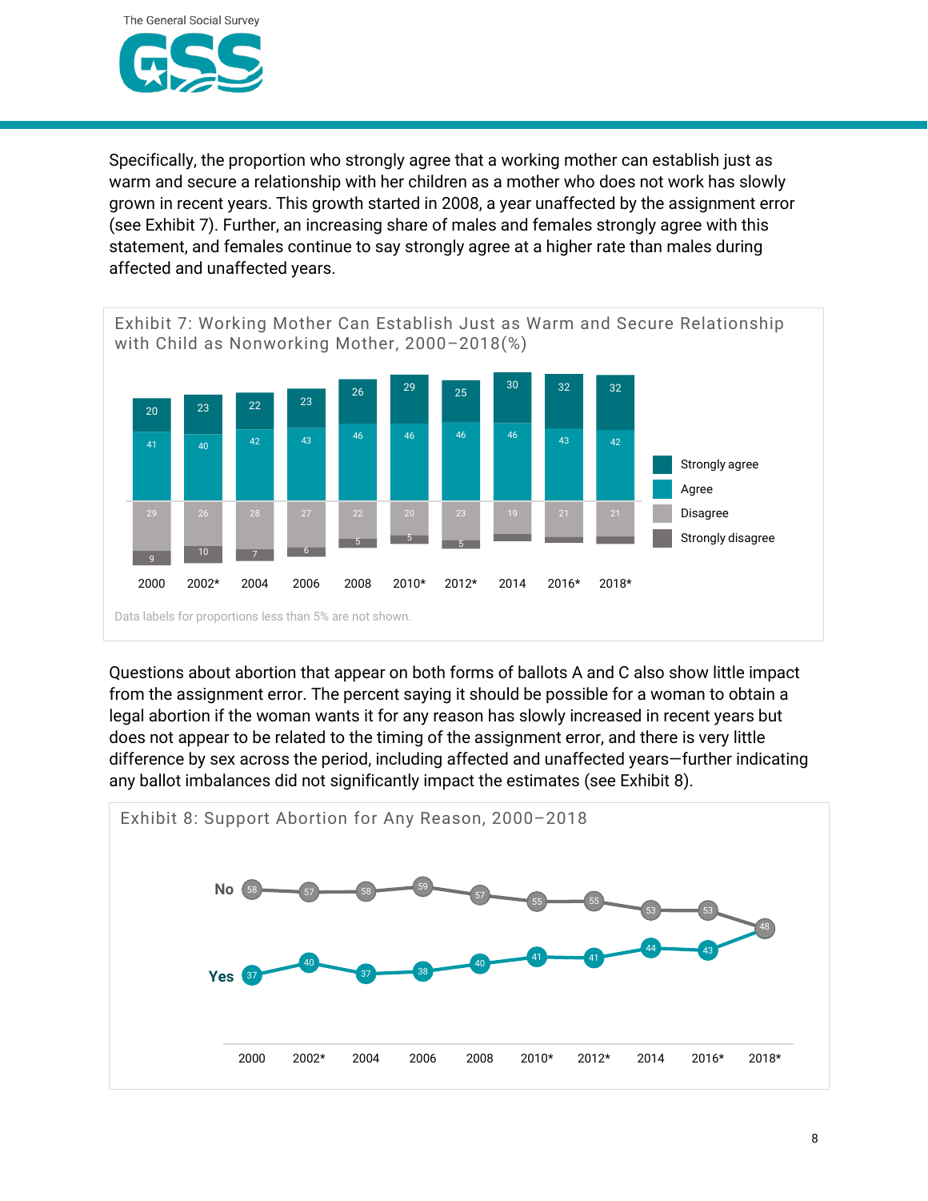Specifically, the proportion who strongly agree that a working mother can establish just as warm and secure a relationship with her children as a mother who does not work has slowly grown in recent years. This growth started in 2008, a year unaffected by the assignment error (see Exhibit 7). Further, an increasing share of males and females strongly agree with this statement, and females continue to say strongly agree at a higher rate than males during affected and unaffected years.

Exhibit 7: Working Mother Can Establish Just as Warm and Secure Relationship with Child as Nonworking Mother, 2000–2018(%)

| | 2000 | 2002* | 2004 | 2006 | 2008 | 2010* | 2012* | 2014 | 2016* | 2018* |
|---|---|---|---|---|---|---|---|---|---|---|
| Strongly agree | 20 | 23 | 22 | 23 | 26 | 29 | 25 | 30 | 32 | 32 |
| Agree | 41 | 40 | 42 | 43 | 46 | 46 | 46 | 46 | 43 | 42 |
| Disagree | 29 | 26 | 28 | 27 | 22 | 20 | 23 | 19 | 21 | 21 |
| Strongly disagree | 9 | 10 | 7 | 6 | 5 | 5 | 5 | | | |

Data labels for proportions less than 5% are not shown.

Questions about abortion that appear on both forms of ballots A and C also show little impact from the assignment error. The percent saying it should be possible for a woman to obtain a legal abortion if the woman wants it for any reason has slowly increased in recent years but does not appear to be related to the timing of the assignment error, and there is very little difference by sex across the period, including affected and unaffected years—further indicating any ballot imbalances did not significantly impact the estimates (see Exhibit 8).

Exhibit 8: Support Abortion for Any Reason, 2000–2018

| | 2000 | 2002* | 2004 | 2006 | 2008 | 2010* | 2012* | 2014 | 2016* | 2018* |
|---|---|---|---|---|---|---|---|---|---|---|
| No | 58 | 57 | 58 | 59 | 57 | 55 | 55 | 53 | 53 | 48 |
| Yes | 37 | 40 | 37 | 38 | 40 | 41 | 41 | 44 | 43 | 48 |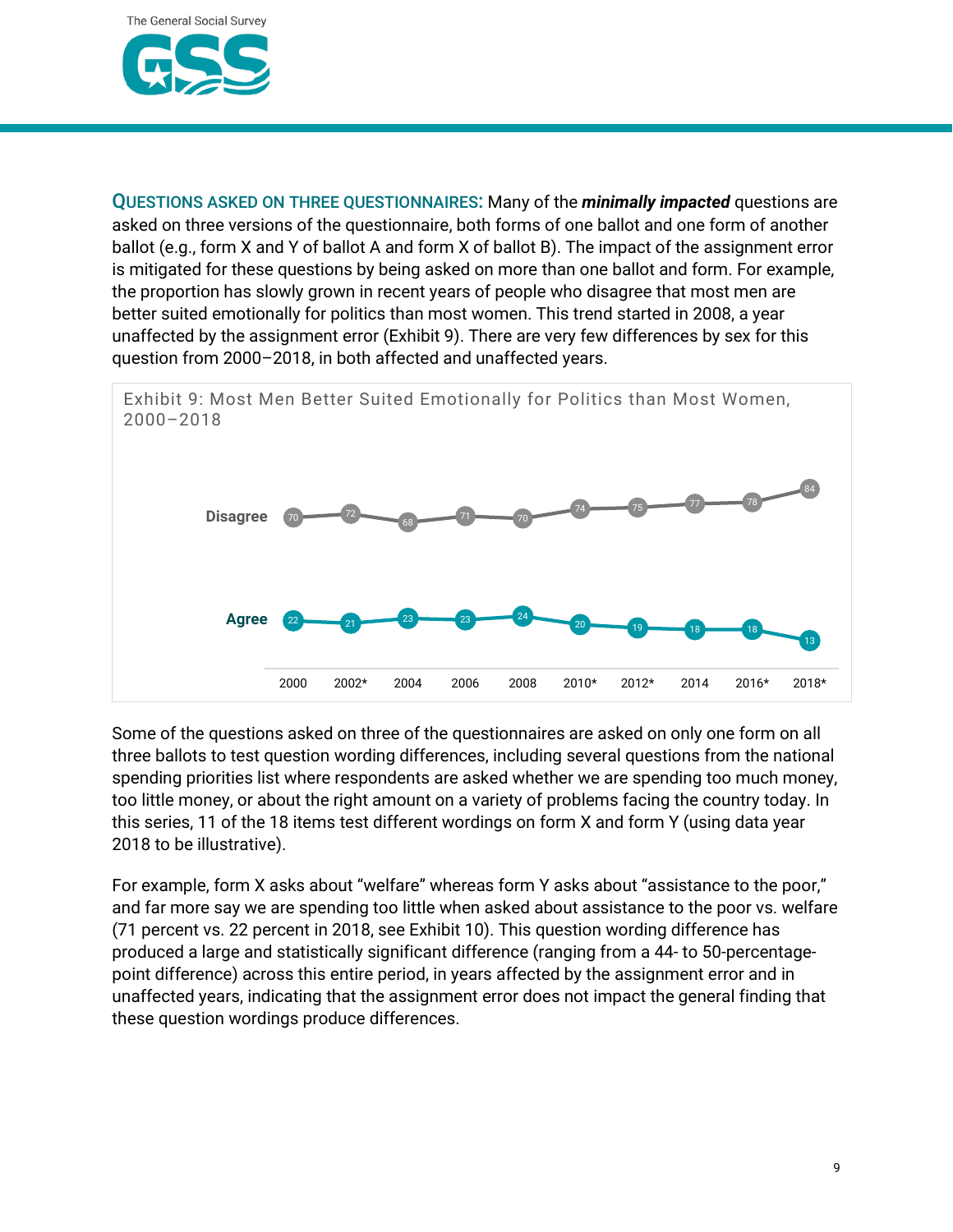**QUESTIONS ASKED ON THREE QUESTIONNAIRES:** Many of the ***minimally impacted*** questions are asked on three versions of the questionnaire, both forms of one ballot and one form of another ballot (e.g., form X and Y of ballot A and form X of ballot B). The impact of the assignment error is mitigated for these questions by being asked on more than one ballot and form. For example, the proportion has slowly grown in recent years of people who disagree that most men are better suited emotionally for politics than most women. This trend started in 2008, a year unaffected by the assignment error (Exhibit 9). There are very few differences by sex for this question from 2000–2018, in both affected and unaffected years.

Exhibit 9: Most Men Better Suited Emotionally for Politics than Most Women, 2000–2018

| | 2000 | 2002* | 2004 | 2006 | 2008 | 2010* | 2012* | 2014 | 2016* | 2018* |
|---|---|---|---|---|---|---|---|---|---|---|
| Disagree | 70 | 72 | 68 | 71 | 70 | 74 | 75 | 77 | 78 | 84 |
| Agree | 22 | 21 | 23 | 23 | 24 | 20 | 19 | 18 | 18 | 13 |

Some of the questions asked on three of the questionnaires are asked on only one form on all three ballots to test question wording differences, including several questions from the national spending priorities list where respondents are asked whether we are spending too much money, too little money, or about the right amount on a variety of problems facing the country today. In this series, 11 of the 18 items test different wordings on form X and form Y (using data year 2018 to be illustrative).

For example, form X asks about "welfare" whereas form Y asks about "assistance to the poor," and far more say we are spending too little when asked about assistance to the poor vs. welfare (71 percent vs. 22 percent in 2018, see Exhibit 10). This question wording difference has produced a large and statistically significant difference (ranging from a 44- to 50-percentage-point difference) across this entire period, in years affected by the assignment error and in unaffected years, indicating that the assignment error does not impact the general finding that these question wordings produce differences.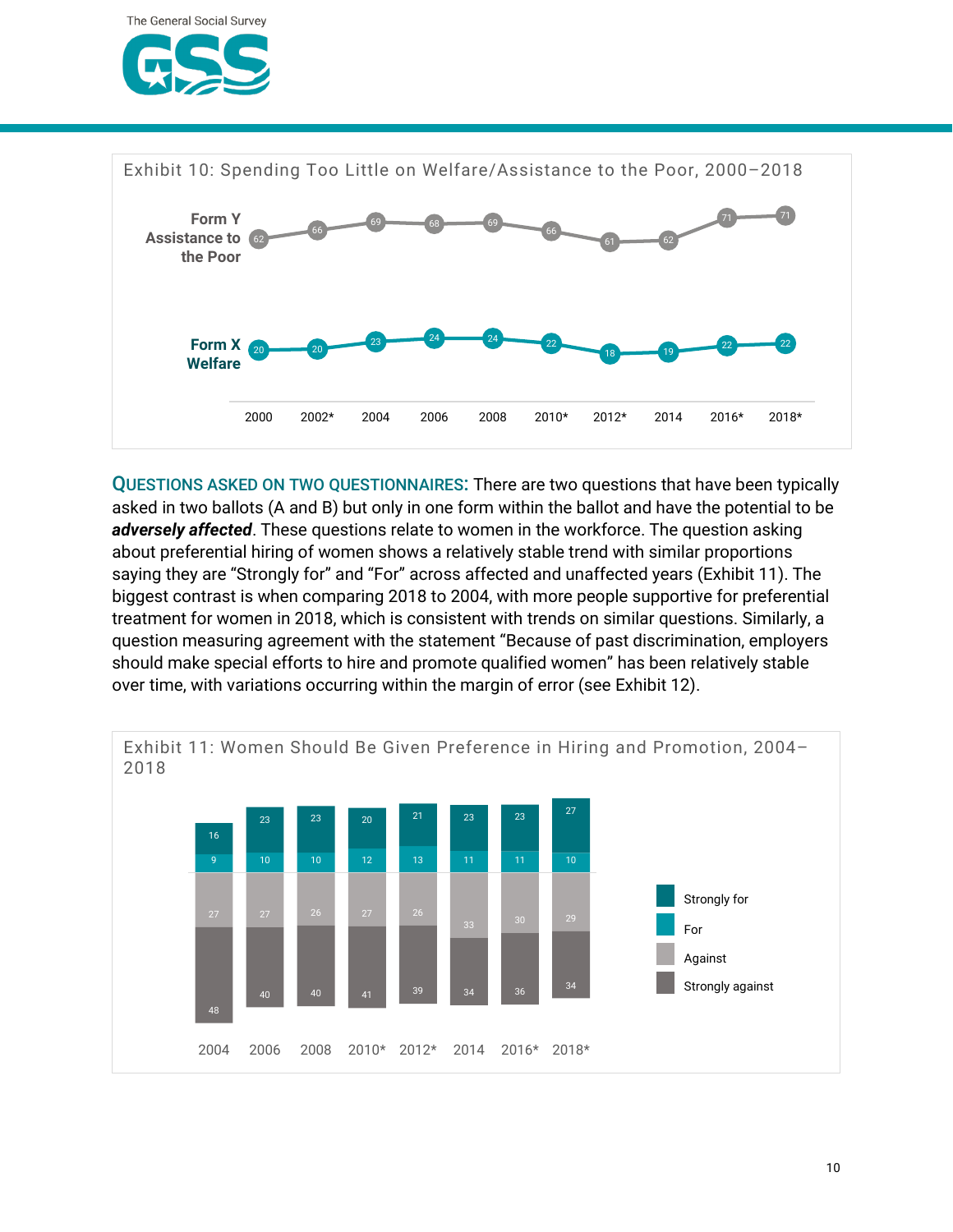Exhibit 10: Spending Too Little on Welfare/Assistance to the Poor, 2000–2018

| | 2000 | 2002* | 2004 | 2006 | 2008 | 2010* | 2012* | 2014 | 2016* | 2018* |
|---|---|---|---|---|---|---|---|---|---|---|
| Form Y Assistance to the Poor | 62 | 66 | 69 | 68 | 69 | 66 | 61 | 62 | 71 | 71 |
| Form X Welfare | 20 | 20 | 23 | 24 | 24 | 22 | 18 | 19 | 22 | 22 |

**QUESTIONS ASKED ON TWO QUESTIONNAIRES:** There are two questions that have been typically asked in two ballots (A and B) but only in one form within the ballot and have the potential to be ***adversely affected***. These questions relate to women in the workforce. The question asking about preferential hiring of women shows a relatively stable trend with similar proportions saying they are "Strongly for" and "For" across affected and unaffected years (Exhibit 11). The biggest contrast is when comparing 2018 to 2004, with more people supportive for preferential treatment for women in 2018, which is consistent with trends on similar questions. Similarly, a question measuring agreement with the statement "Because of past discrimination, employers should make special efforts to hire and promote qualified women" has been relatively stable over time, with variations occurring within the margin of error (see Exhibit 12).

Exhibit 11: Women Should Be Given Preference in Hiring and Promotion, 2004–2018

| | 2004 | 2006 | 2008 | 2010* | 2012* | 2014 | 2016* | 2018* |
|---|---|---|---|---|---|---|---|---|
| Strongly for | 16 | 23 | 23 | 20 | 21 | 23 | 23 | 27 |
| For | 9 | 10 | 10 | 12 | 13 | 11 | 11 | 10 |
| Against | 27 | 27 | 26 | 27 | 26 | 33 | 30 | 29 |
| Strongly against | 48 | 40 | 40 | 41 | 39 | 34 | 36 | 34 |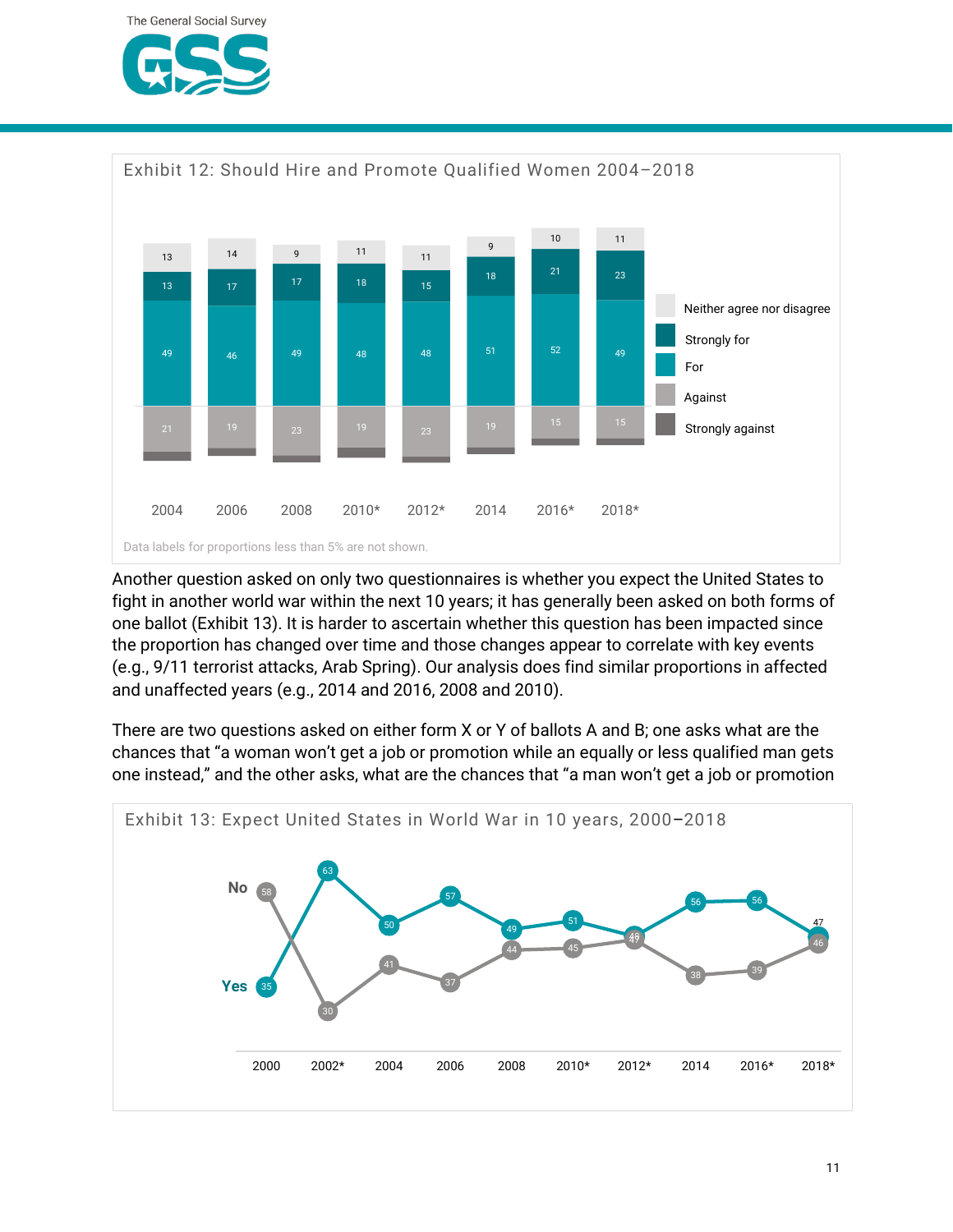Exhibit 12: Should Hire and Promote Qualified Women 2004–2018

| Year | Neither agree nor disagree | Strongly for | For | Against | Strongly against |
|---|---|---|---|---|---|
| 2004 | 13 | 13 | 49 | 21 | |
| 2006 | 14 | 17 | 46 | 19 | |
| 2008 | 9 | 17 | 49 | 23 | |
| 2010* | 11 | 18 | 48 | 19 | |
| 2012* | 11 | 15 | 48 | 23 | |
| 2014 | 9 | 18 | 51 | 19 | |
| 2016* | 10 | 21 | 52 | 15 | |
| 2018* | 11 | 23 | 49 | 15 | |

Data labels for proportions less than 5% are not shown.

Another question asked on only two questionnaires is whether you expect the United States to fight in another world war within the next 10 years; it has generally been asked on both forms of one ballot (Exhibit 13). It is harder to ascertain whether this question has been impacted since the proportion has changed over time and those changes appear to correlate with key events (e.g., 9/11 terrorist attacks, Arab Spring). Our analysis does find similar proportions in affected and unaffected years (e.g., 2014 and 2016, 2008 and 2010).

There are two questions asked on either form X or Y of ballots A and B; one asks what are the chances that "a woman won't get a job or promotion while an equally or less qualified man gets one instead," and the other asks, what are the chances that "a man won't get a job or promotion

Exhibit 13: Expect United States in World War in 10 years, 2000–2018

| | 2000 | 2002* | 2004 | 2006 | 2008 | 2010* | 2012* | 2014 | 2016* | 2018* |
|---|---|---|---|---|---|---|---|---|---|---|
| No | 58 | 30 | 41 | 37 | 44 | 45 | 47 | 38 | 39 | 46 |
| Yes | 35 | 63 | 50 | 57 | 49 | 51 | 48 | 56 | 56 | 47 |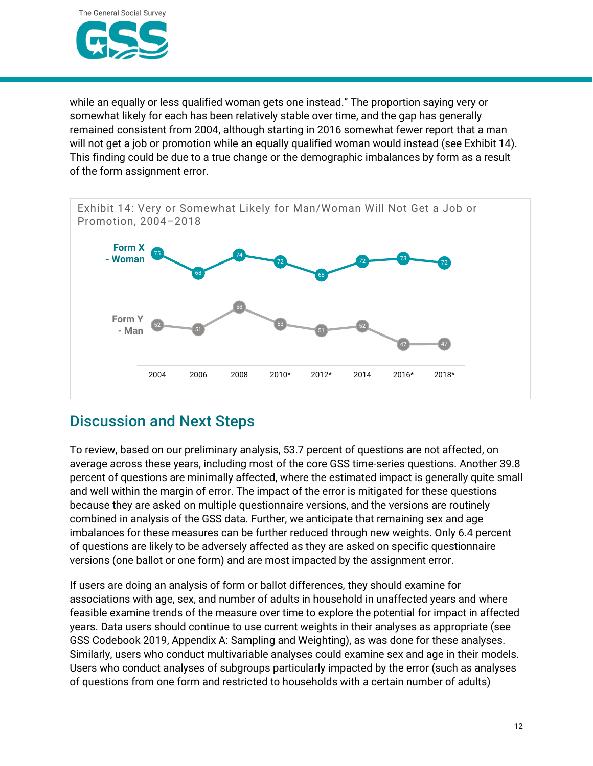while an equally or less qualified woman gets one instead." The proportion saying very or somewhat likely for each has been relatively stable over time, and the gap has generally remained consistent from 2004, although starting in 2016 somewhat fewer report that a man will not get a job or promotion while an equally qualified woman would instead (see Exhibit 14). This finding could be due to a true change or the demographic imbalances by form as a result of the form assignment error.

Exhibit 14: Very or Somewhat Likely for Man/Woman Will Not Get a Job or Promotion, 2004–2018

| | 2004 | 2006 | 2008 | 2010* | 2012* | 2014 | 2016* | 2018* |
|---|---|---|---|---|---|---|---|---|
| Form X - Woman | 75 | 68 | 74 | 72 | 68 | 72 | 73 | 72 |
| Form Y - Man | 52 | 51 | 58 | 53 | 51 | 52 | 47 | 47 |

## Discussion and Next Steps

To review, based on our preliminary analysis, 53.7 percent of questions are not affected, on average across these years, including most of the core GSS time-series questions. Another 39.8 percent of questions are minimally affected, where the estimated impact is generally quite small and well within the margin of error. The impact of the error is mitigated for these questions because they are asked on multiple questionnaire versions, and the versions are routinely combined in analysis of the GSS data. Further, we anticipate that remaining sex and age imbalances for these measures can be further reduced through new weights. Only 6.4 percent of questions are likely to be adversely affected as they are asked on specific questionnaire versions (one ballot or one form) and are most impacted by the assignment error.

If users are doing an analysis of form or ballot differences, they should examine for associations with age, sex, and number of adults in household in unaffected years and where feasible examine trends of the measure over time to explore the potential for impact in affected years. Data users should continue to use current weights in their analyses as appropriate (see GSS Codebook 2019, Appendix A: Sampling and Weighting), as was done for these analyses. Similarly, users who conduct multivariable analyses could examine sex and age in their models. Users who conduct analyses of subgroups particularly impacted by the error (such as analyses of questions from one form and restricted to households with a certain number of adults)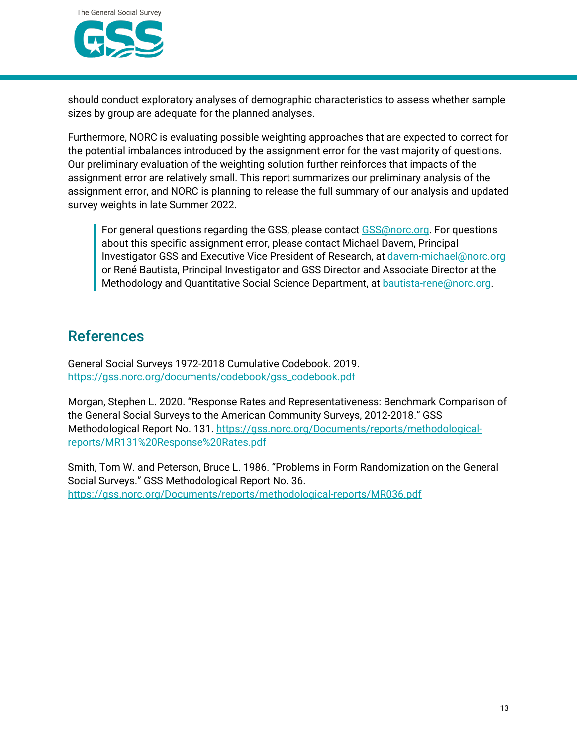should conduct exploratory analyses of demographic characteristics to assess whether sample sizes by group are adequate for the planned analyses.

Furthermore, NORC is evaluating possible weighting approaches that are expected to correct for the potential imbalances introduced by the assignment error for the vast majority of questions. Our preliminary evaluation of the weighting solution further reinforces that impacts of the assignment error are relatively small. This report summarizes our preliminary analysis of the assignment error, and NORC is planning to release the full summary of our analysis and updated survey weights in late Summer 2022.

> For general questions regarding the GSS, please contact GSS@norc.org. For questions about this specific assignment error, please contact Michael Davern, Principal Investigator GSS and Executive Vice President of Research, at davern-michael@norc.org or René Bautista, Principal Investigator and GSS Director and Associate Director at the Methodology and Quantitative Social Science Department, at bautista-rene@norc.org.

## References

General Social Surveys 1972-2018 Cumulative Codebook. 2019. https://gss.norc.org/documents/codebook/gss_codebook.pdf

Morgan, Stephen L. 2020. "Response Rates and Representativeness: Benchmark Comparison of the General Social Surveys to the American Community Surveys, 2012-2018." GSS Methodological Report No. 131. https://gss.norc.org/Documents/reports/methodological-reports/MR131%20Response%20Rates.pdf

Smith, Tom W. and Peterson, Bruce L. 1986. "Problems in Form Randomization on the General Social Surveys." GSS Methodological Report No. 36. https://gss.norc.org/Documents/reports/methodological-reports/MR036.pdf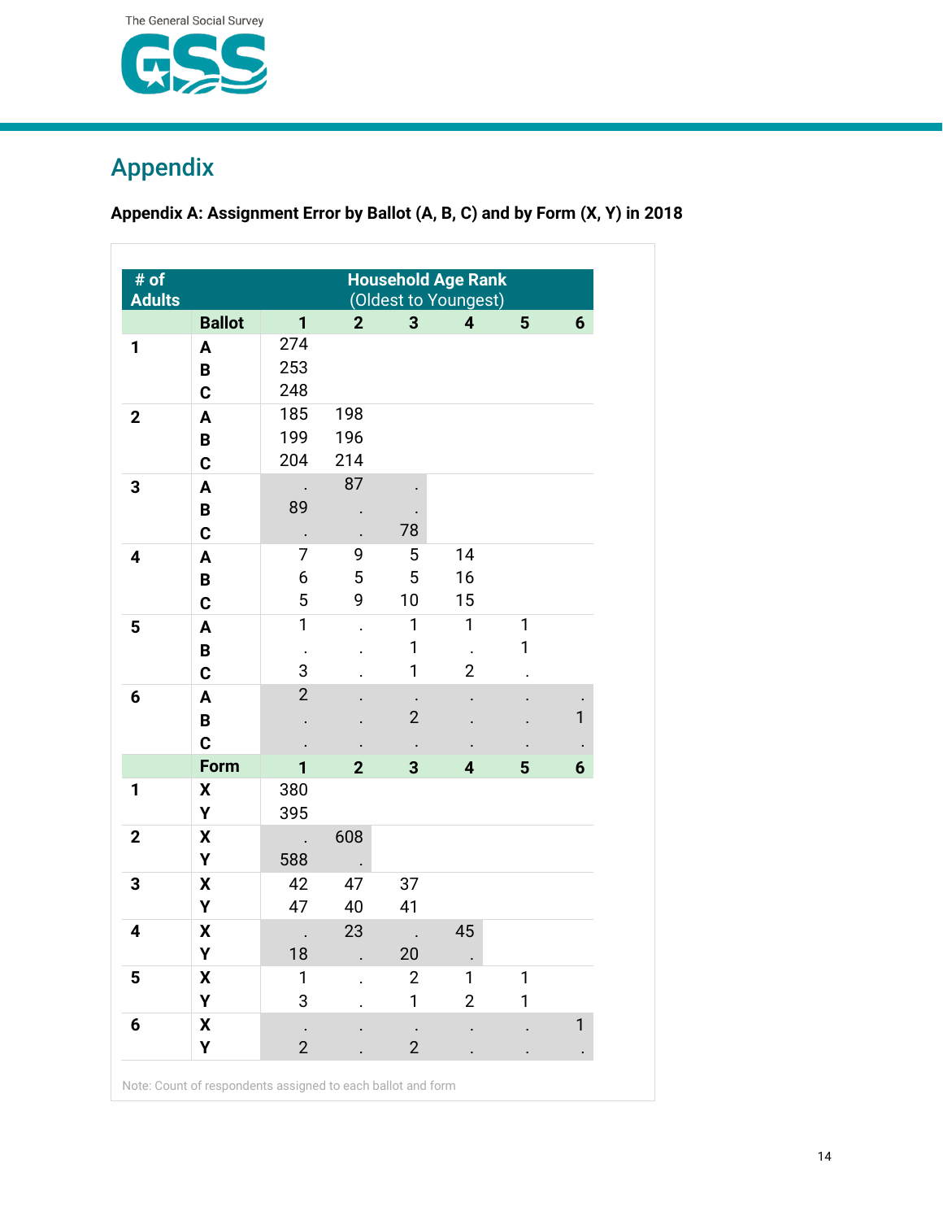# Appendix

**Appendix A: Assignment Error by Ballot (A, B, C) and by Form (X, Y) in 2018**

| # of Adults | Ballot | Household Age Rank (Oldest to Youngest) 1 | 2 | 3 | 4 | 5 | 6 |
|---|---|---|---|---|---|---|---|
| 1 | A | 274 | | | | | |
| | B | 253 | | | | | |
| | C | 248 | | | | | |
| 2 | A | 185 | 198 | | | | |
| | B | 199 | 196 | | | | |
| | C | 204 | 214 | | | | |
| 3 | A | . | 87 | . | | | |
| | B | 89 | . | . | | | |
| | C | . | . | 78 | | | |
| 4 | A | 7 | 9 | 5 | 14 | | |
| | B | 6 | 5 | 5 | 16 | | |
| | C | 5 | 9 | 10 | 15 | | |
| 5 | A | 1 | . | 1 | 1 | 1 | |
| | B | . | . | 1 | . | 1 | |
| | C | 3 | . | 1 | 2 | . | |
| 6 | A | 2 | . | . | . | . | . |
| | B | . | . | 2 | . | . | 1 |
| | C | . | . | . | . | . | . |
| | **Form** | **1** | **2** | **3** | **4** | **5** | **6** |
| 1 | X | 380 | | | | | |
| | Y | 395 | | | | | |
| 2 | X | . | 608 | | | | |
| | Y | 588 | . | | | | |
| 3 | X | 42 | 47 | 37 | | | |
| | Y | 47 | 40 | 41 | | | |
| 4 | X | . | 23 | . | 45 | | |
| | Y | 18 | . | 20 | . | | |
| 5 | X | 1 | . | 2 | 1 | 1 | |
| | Y | 3 | . | 1 | 2 | 1 | |
| 6 | X | . | . | . | . | . | 1 |
| | Y | 2 | . | 2 | . | . | . |

Note: Count of respondents assigned to each ballot and form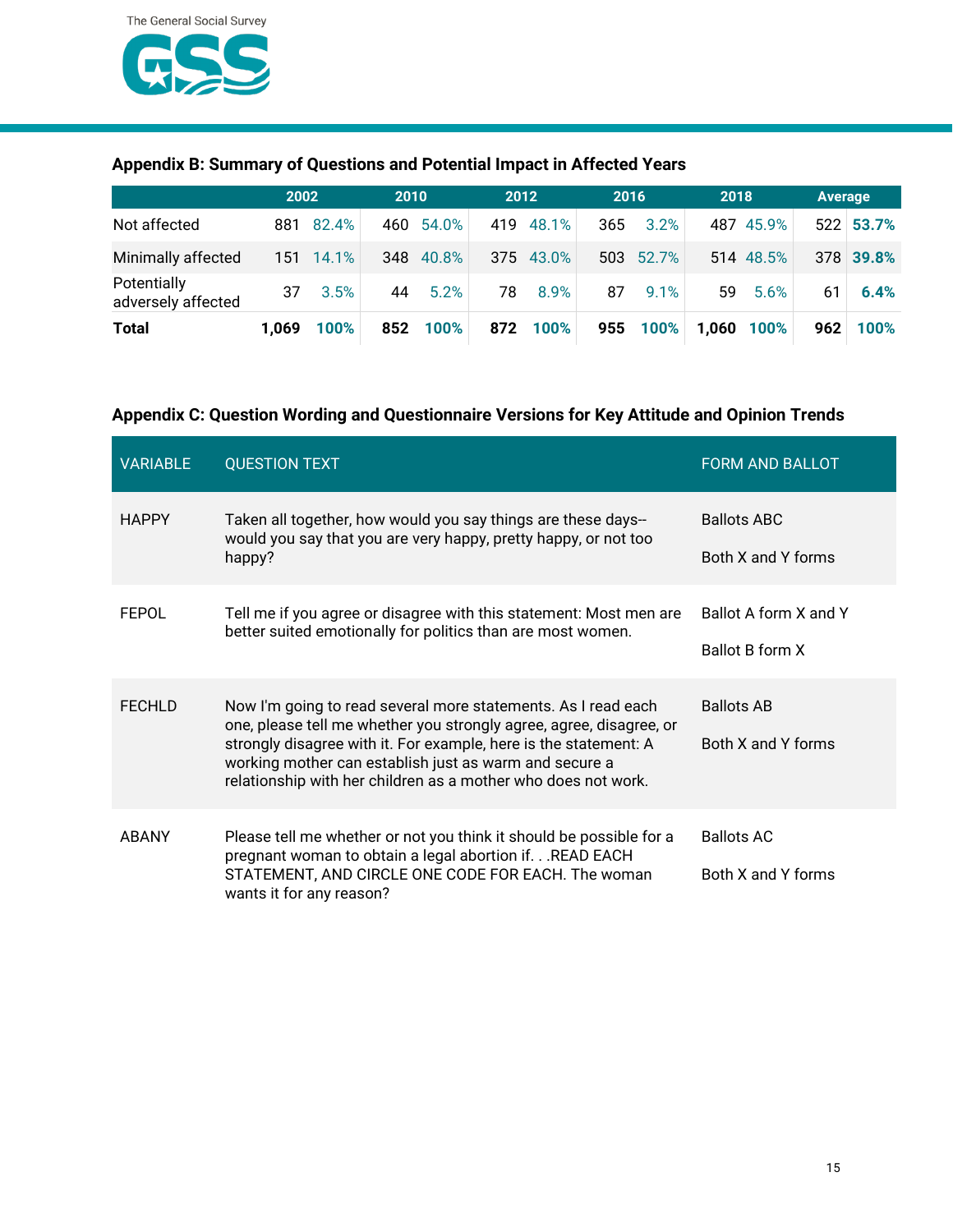## Appendix B: Summary of Questions and Potential Impact in Affected Years

| | 2002 | | 2010 | | 2012 | | 2016 | | 2018 | | Average | |
|---|---|---|---|---|---|---|---|---|---|---|---|---|
| Not affected | 881 | 82.4% | 460 | 54.0% | 419 | 48.1% | 365 | 3.2% | 487 | 45.9% | 522 | **53.7%** |
| Minimally affected | 151 | 14.1% | 348 | 40.8% | 375 | 43.0% | 503 | 52.7% | 514 | 48.5% | 378 | **39.8%** |
| Potentially adversely affected | 37 | 3.5% | 44 | 5.2% | 78 | 8.9% | 87 | 9.1% | 59 | 5.6% | 61 | **6.4%** |
| **Total** | **1,069** | **100%** | **852** | **100%** | **872** | **100%** | **955** | **100%** | **1,060** | **100%** | **962** | **100%** |

## Appendix C: Question Wording and Questionnaire Versions for Key Attitude and Opinion Trends

| VARIABLE | QUESTION TEXT | FORM AND BALLOT |
|---|---|---|
| HAPPY | Taken all together, how would you say things are these days-- would you say that you are very happy, pretty happy, or not too happy? | Ballots ABC<br><br>Both X and Y forms |
| FEPOL | Tell me if you agree or disagree with this statement: Most men are better suited emotionally for politics than are most women. | Ballot A form X and Y<br><br>Ballot B form X |
| FECHLD | Now I'm going to read several more statements. As I read each one, please tell me whether you strongly agree, agree, disagree, or strongly disagree with it. For example, here is the statement: A working mother can establish just as warm and secure a relationship with her children as a mother who does not work. | Ballots AB<br><br>Both X and Y forms |
| ABANY | Please tell me whether or not you think it should be possible for a pregnant woman to obtain a legal abortion if. . .READ EACH STATEMENT, AND CIRCLE ONE CODE FOR EACH. The woman wants it for any reason? | Ballots AC<br><br>Both X and Y forms |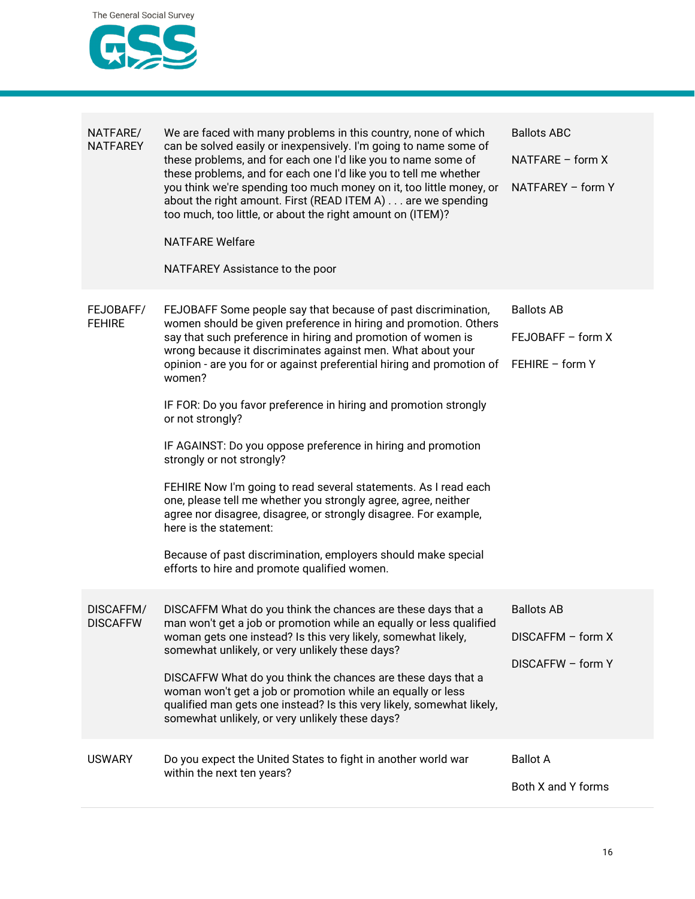| | | |
|---|---|---|
| NATFARE/ NATFAREY | We are faced with many problems in this country, none of which can be solved easily or inexpensively. I'm going to name some of these problems, and for each one I'd like you to name some of these problems, and for each one I'd like you to tell me whether you think we're spending too much money on it, too little money, or about the right amount. First (READ ITEM A) . . . are we spending too much, too little, or about the right amount on (ITEM)?<br><br>NATFARE Welfare<br><br>NATFAREY Assistance to the poor | Ballots ABC<br><br>NATFARE – form X<br><br>NATFAREY – form Y |
| FEJOBAFF/ FEHIRE | FEJOBAFF Some people say that because of past discrimination, women should be given preference in hiring and promotion. Others say that such preference in hiring and promotion of women is wrong because it discriminates against men. What about your opinion - are you for or against preferential hiring and promotion of women?<br><br>IF FOR: Do you favor preference in hiring and promotion strongly or not strongly?<br><br>IF AGAINST: Do you oppose preference in hiring and promotion strongly or not strongly?<br><br>FEHIRE Now I'm going to read several statements. As I read each one, please tell me whether you strongly agree, agree, neither agree nor disagree, disagree, or strongly disagree. For example, here is the statement:<br><br>Because of past discrimination, employers should make special efforts to hire and promote qualified women. | Ballots AB<br><br>FEJOBAFF – form X<br><br>FEHIRE – form Y |
| DISCAFFM/ DISCAFFW | DISCAFFM What do you think the chances are these days that a man won't get a job or promotion while an equally or less qualified woman gets one instead? Is this very likely, somewhat likely, somewhat unlikely, or very unlikely these days?<br><br>DISCAFFW What do you think the chances are these days that a woman won't get a job or promotion while an equally or less qualified man gets one instead? Is this very likely, somewhat likely, somewhat unlikely, or very unlikely these days? | Ballots AB<br><br>DISCAFFM – form X<br><br>DISCAFFW – form Y |
| USWARY | Do you expect the United States to fight in another world war within the next ten years? | Ballot A<br><br>Both X and Y forms |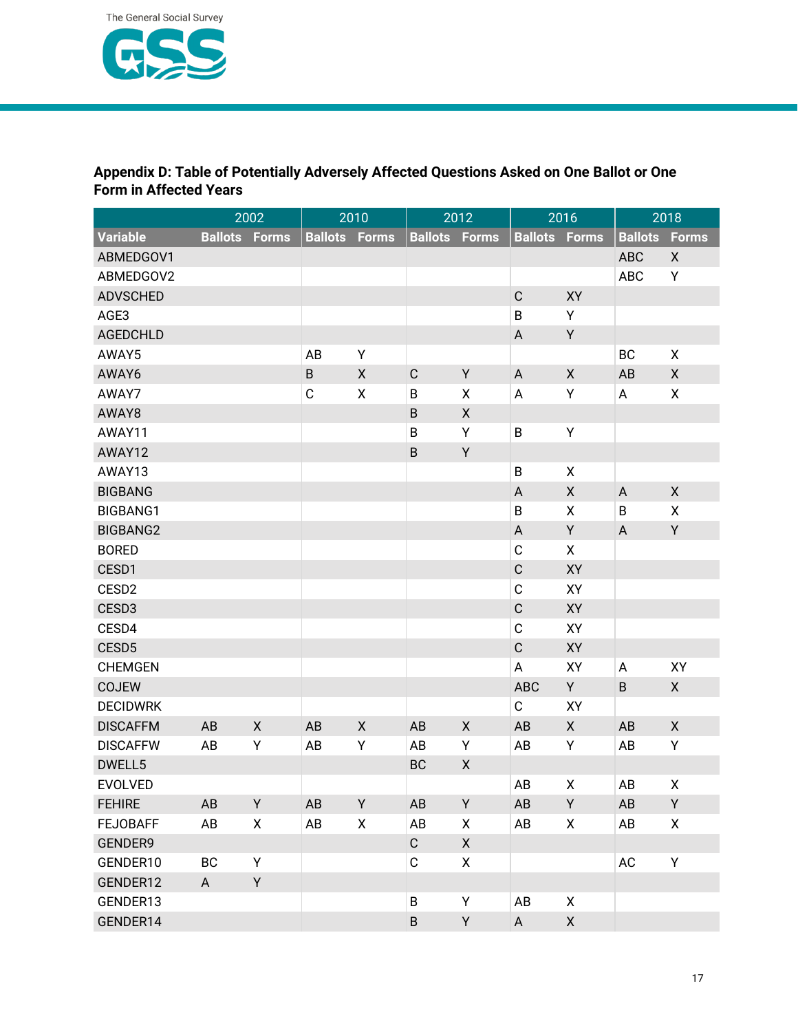## Appendix D: Table of Potentially Adversely Affected Questions Asked on One Ballot or One Form in Affected Years

| | 2002 | | 2010 | | 2012 | | 2016 | | 2018 | |
|---|---|---|---|---|---|---|---|---|---|---|
| **Variable** | **Ballots** | **Forms** | **Ballots** | **Forms** | **Ballots** | **Forms** | **Ballots** | **Forms** | **Ballots** | **Forms** |
| ABMEDGOV1 | | | | | | | | | ABC | X |
| ABMEDGOV2 | | | | | | | | | ABC | Y |
| ADVSCHED | | | | | | | C | XY | | |
| AGE3 | | | | | | | B | Y | | |
| AGEDCHLD | | | | | | | A | Y | | |
| AWAY5 | | | AB | Y | | | | | BC | X |
| AWAY6 | | | B | X | C | Y | A | X | AB | X |
| AWAY7 | | | C | X | B | X | A | Y | A | X |
| AWAY8 | | | | | B | X | | | | |
| AWAY11 | | | | | B | Y | B | Y | | |
| AWAY12 | | | | | B | Y | | | | |
| AWAY13 | | | | | | | B | X | | |
| BIGBANG | | | | | | | A | X | A | X |
| BIGBANG1 | | | | | | | B | X | B | X |
| BIGBANG2 | | | | | | | A | Y | A | Y |
| BORED | | | | | | | C | X | | |
| CESD1 | | | | | | | C | XY | | |
| CESD2 | | | | | | | C | XY | | |
| CESD3 | | | | | | | C | XY | | |
| CESD4 | | | | | | | C | XY | | |
| CESD5 | | | | | | | C | XY | | |
| CHEMGEN | | | | | | | A | XY | A | XY |
| COJEW | | | | | | | ABC | Y | B | X |
| DECIDWRK | | | | | | | C | XY | | |
| DISCAFFM | AB | X | AB | X | AB | X | AB | X | AB | X |
| DISCAFFW | AB | Y | AB | Y | AB | Y | AB | Y | AB | Y |
| DWELL5 | | | | | BC | X | | | | |
| EVOLVED | | | | | | | AB | X | AB | X |
| FEHIRE | AB | Y | AB | Y | AB | Y | AB | Y | AB | Y |
| FEJOBAFF | AB | X | AB | X | AB | X | AB | X | AB | X |
| GENDER9 | | | | | C | X | | | | |
| GENDER10 | BC | Y | | | C | X | | | AC | Y |
| GENDER12 | A | Y | | | | | | | | |
| GENDER13 | | | | | B | Y | AB | X | | |
| GENDER14 | | | | | B | Y | A | X | | |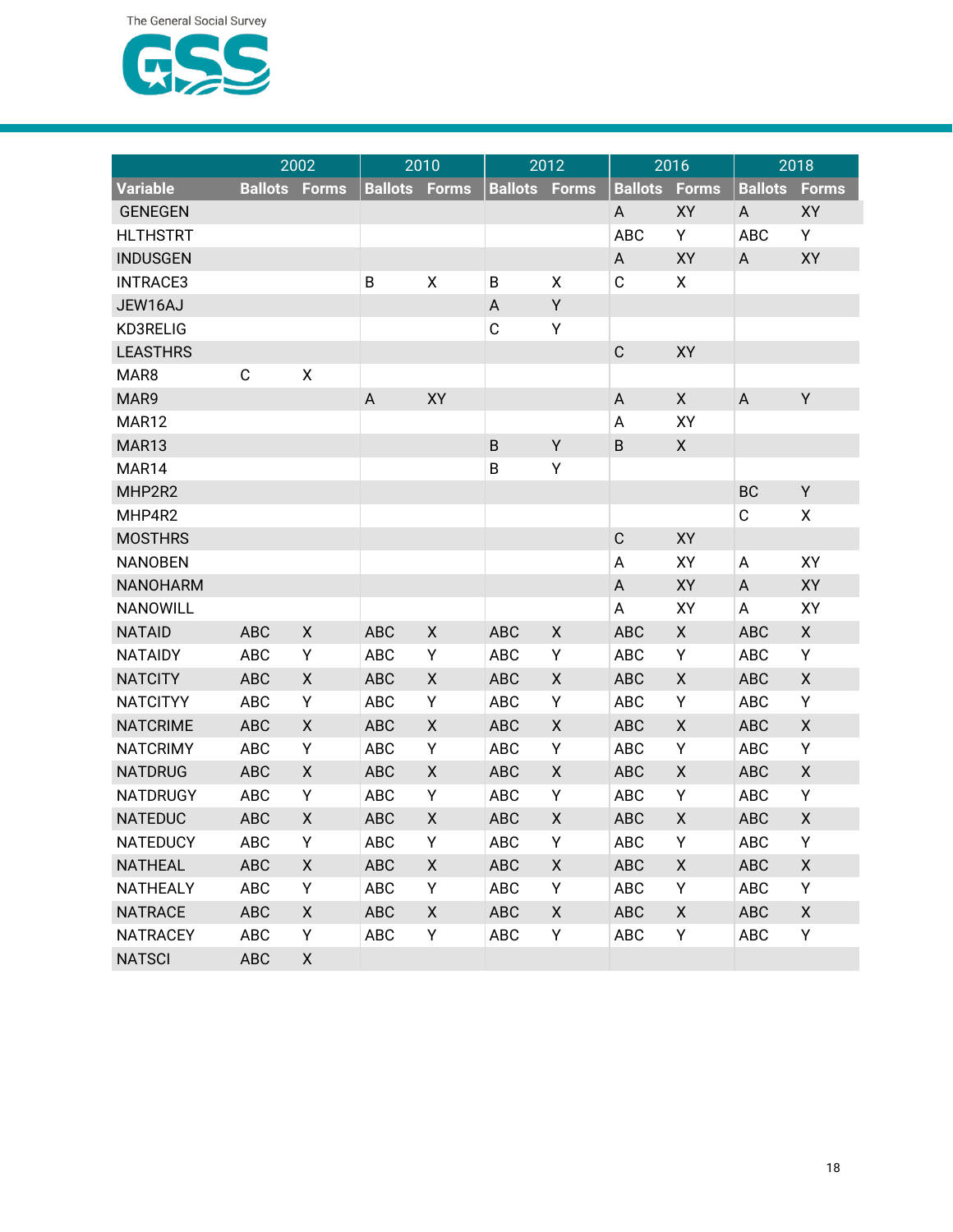| | 2002 | | 2010 | | 2012 | | 2016 | | 2018 | |
|---|---|---|---|---|---|---|---|---|---|---|
| Variable | Ballots | Forms | Ballots | Forms | Ballots | Forms | Ballots | Forms | Ballots | Forms |
| GENEGEN | | | | | | | A | XY | A | XY |
| HLTHSTRT | | | | | | | ABC | Y | ABC | Y |
| INDUSGEN | | | | | | | A | XY | A | XY |
| INTRACE3 | | | B | X | B | X | C | X | | |
| JEW16AJ | | | | | A | Y | | | | |
| KD3RELIG | | | | | C | Y | | | | |
| LEASTHRS | | | | | | | C | XY | | |
| MAR8 | C | X | | | | | | | | |
| MAR9 | | | A | XY | | | A | X | A | Y |
| MAR12 | | | | | | | A | XY | | |
| MAR13 | | | | | B | Y | B | X | | |
| MAR14 | | | | | B | Y | | | | |
| MHP2R2 | | | | | | | | | BC | Y |
| MHP4R2 | | | | | | | | | C | X |
| MOSTHRS | | | | | | | C | XY | | |
| NANOBEN | | | | | | | A | XY | A | XY |
| NANOHARM | | | | | | | A | XY | A | XY |
| NANOWILL | | | | | | | A | XY | A | XY |
| NATAID | ABC | X | ABC | X | ABC | X | ABC | X | ABC | X |
| NATAIDY | ABC | Y | ABC | Y | ABC | Y | ABC | Y | ABC | Y |
| NATCITY | ABC | X | ABC | X | ABC | X | ABC | X | ABC | X |
| NATCITYY | ABC | Y | ABC | Y | ABC | Y | ABC | Y | ABC | Y |
| NATCRIME | ABC | X | ABC | X | ABC | X | ABC | X | ABC | X |
| NATCRIMY | ABC | Y | ABC | Y | ABC | Y | ABC | Y | ABC | Y |
| NATDRUG | ABC | X | ABC | X | ABC | X | ABC | X | ABC | X |
| NATDRUGY | ABC | Y | ABC | Y | ABC | Y | ABC | Y | ABC | Y |
| NATEDUC | ABC | X | ABC | X | ABC | X | ABC | X | ABC | X |
| NATEDUCY | ABC | Y | ABC | Y | ABC | Y | ABC | Y | ABC | Y |
| NATHEAL | ABC | X | ABC | X | ABC | X | ABC | X | ABC | X |
| NATHEALY | ABC | Y | ABC | Y | ABC | Y | ABC | Y | ABC | Y |
| NATRACE | ABC | X | ABC | X | ABC | X | ABC | X | ABC | X |
| NATRACEY | ABC | Y | ABC | Y | ABC | Y | ABC | Y | ABC | Y |
| NATSCI | ABC | X | | | | | | | | |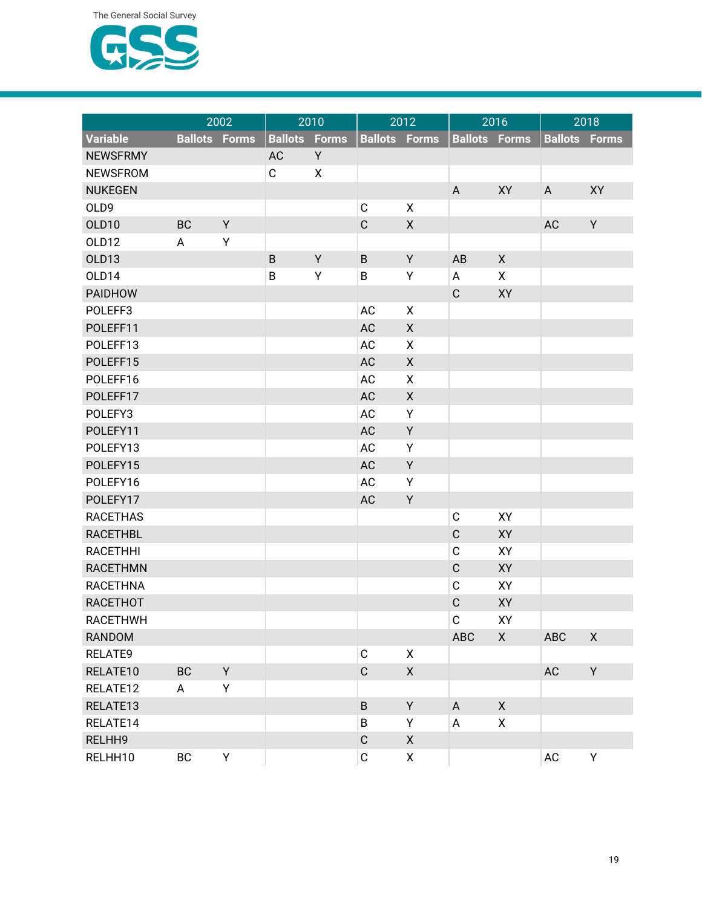| | 2002 | | 2010 | | 2012 | | 2016 | | 2018 | |
|---|---|---|---|---|---|---|---|---|---|---|
| Variable | Ballots | Forms | Ballots | Forms | Ballots | Forms | Ballots | Forms | Ballots | Forms |
| NEWSFRMY | | | AC | Y | | | | | | |
| NEWSFROM | | | C | X | | | | | | |
| NUKEGEN | | | | | | | A | XY | A | XY |
| OLD9 | | | | | C | X | | | | |
| OLD10 | BC | Y | | | C | X | | | AC | Y |
| OLD12 | A | Y | | | | | | | | |
| OLD13 | | | B | Y | B | Y | AB | X | | |
| OLD14 | | | B | Y | B | Y | A | X | | |
| PAIDHOW | | | | | | | C | XY | | |
| POLEFF3 | | | | | AC | X | | | | |
| POLEFF11 | | | | | AC | X | | | | |
| POLEFF13 | | | | | AC | X | | | | |
| POLEFF15 | | | | | AC | X | | | | |
| POLEFF16 | | | | | AC | X | | | | |
| POLEFF17 | | | | | AC | X | | | | |
| POLEFY3 | | | | | AC | Y | | | | |
| POLEFY11 | | | | | AC | Y | | | | |
| POLEFY13 | | | | | AC | Y | | | | |
| POLEFY15 | | | | | AC | Y | | | | |
| POLEFY16 | | | | | AC | Y | | | | |
| POLEFY17 | | | | | AC | Y | | | | |
| RACETHAS | | | | | | | C | XY | | |
| RACETHBL | | | | | | | C | XY | | |
| RACETHHI | | | | | | | C | XY | | |
| RACETHMN | | | | | | | C | XY | | |
| RACETHNA | | | | | | | C | XY | | |
| RACETHOT | | | | | | | C | XY | | |
| RACETHWH | | | | | | | C | XY | | |
| RANDOM | | | | | | | ABC | X | ABC | X |
| RELATE9 | | | | | C | X | | | | |
| RELATE10 | BC | Y | | | C | X | | | AC | Y |
| RELATE12 | A | Y | | | | | | | | |
| RELATE13 | | | | | B | Y | A | X | | |
| RELATE14 | | | | | B | Y | A | X | | |
| RELHH9 | | | | | C | X | | | | |
| RELHH10 | BC | Y | | | C | X | | | AC | Y |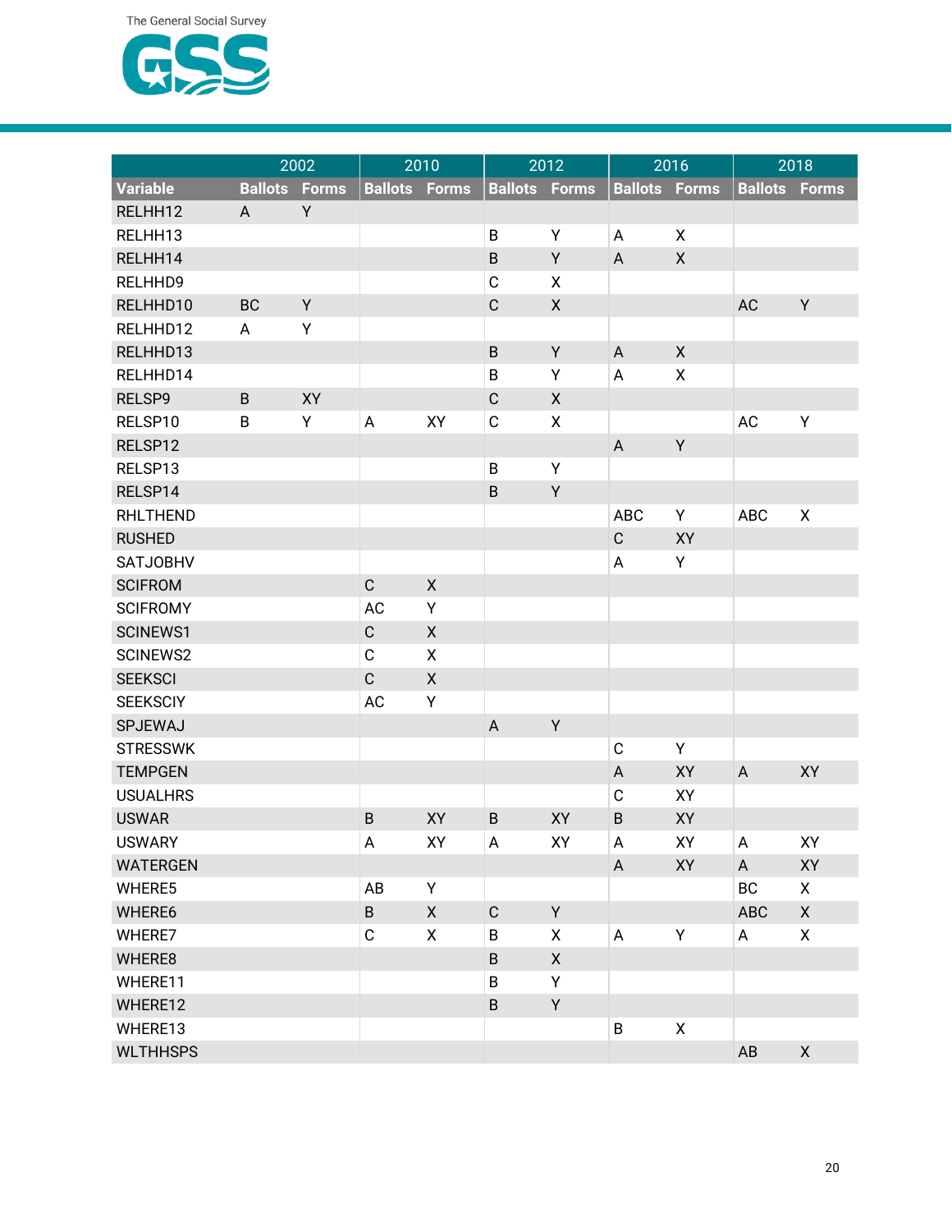| | 2002 | | 2010 | | 2012 | | 2016 | | 2018 | |
|---|---|---|---|---|---|---|---|---|---|---|
| Variable | Ballots | Forms | Ballots | Forms | Ballots | Forms | Ballots | Forms | Ballots | Forms |
| RELHH12 | A | Y | | | | | | | | |
| RELHH13 | | | | | B | Y | A | X | | |
| RELHH14 | | | | | B | Y | A | X | | |
| RELHHD9 | | | | | C | X | | | | |
| RELHHD10 | BC | Y | | | C | X | | | AC | Y |
| RELHHD12 | A | Y | | | | | | | | |
| RELHHD13 | | | | | B | Y | A | X | | |
| RELHHD14 | | | | | B | Y | A | X | | |
| RELSP9 | B | XY | | | C | X | | | | |
| RELSP10 | B | Y | A | XY | C | X | | | AC | Y |
| RELSP12 | | | | | | | A | Y | | |
| RELSP13 | | | | | B | Y | | | | |
| RELSP14 | | | | | B | Y | | | | |
| RHLTHEND | | | | | | | ABC | Y | ABC | X |
| RUSHED | | | | | | | C | XY | | |
| SATJOBHV | | | | | | | A | Y | | |
| SCIFROM | | | C | X | | | | | | |
| SCIFROMY | | | AC | Y | | | | | | |
| SCINEWS1 | | | C | X | | | | | | |
| SCINEWS2 | | | C | X | | | | | | |
| SEEKSCI | | | C | X | | | | | | |
| SEEKSCIY | | | AC | Y | | | | | | |
| SPJEWAJ | | | | | A | Y | | | | |
| STRESSWK | | | | | | | C | Y | | |
| TEMPGEN | | | | | | | A | XY | A | XY |
| USUALHRS | | | | | | | C | XY | | |
| USWAR | | | B | XY | B | XY | B | XY | | |
| USWARY | | | A | XY | A | XY | A | XY | A | XY |
| WATERGEN | | | | | | | A | XY | A | XY |
| WHERE5 | | | AB | Y | | | | | BC | X |
| WHERE6 | | | B | X | C | Y | | | ABC | X |
| WHERE7 | | | C | X | B | X | A | Y | A | X |
| WHERE8 | | | | | B | X | | | | |
| WHERE11 | | | | | B | Y | | | | |
| WHERE12 | | | | | B | Y | | | | |
| WHERE13 | | | | | | | B | X | | |
| WLTHHSPS | | | | | | | | | AB | X |